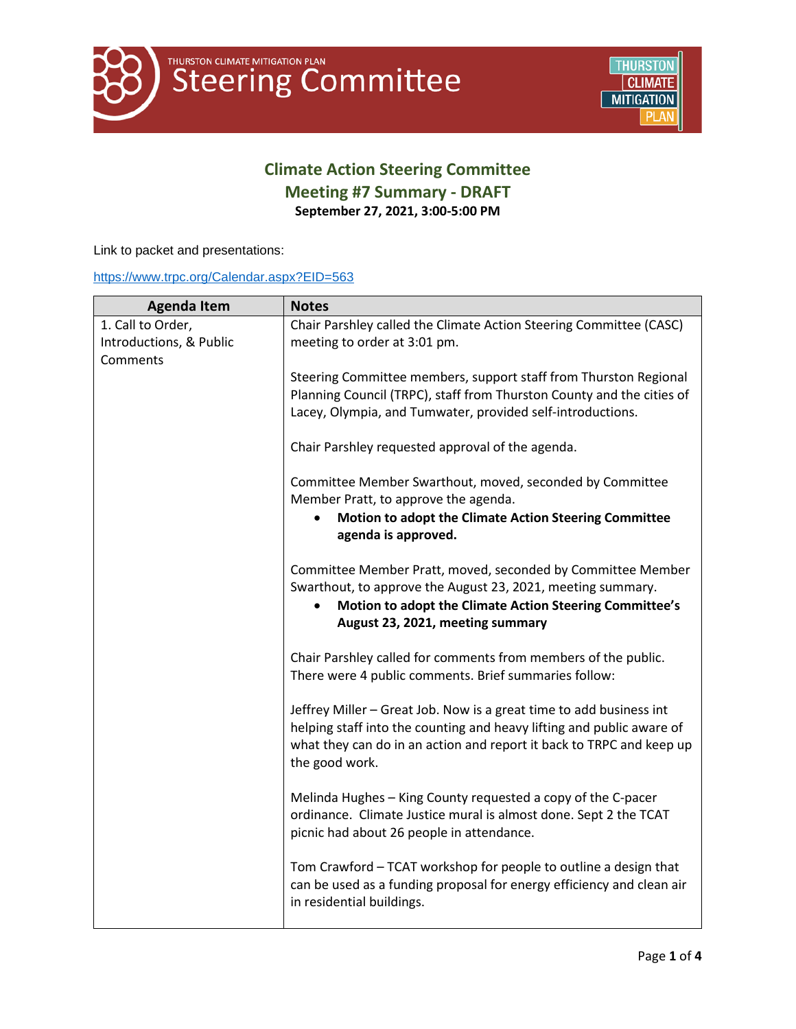THURSTON CLIMATE MITIGATION PLAN

# Steering Committee

## Climate Action Steering Committee
## Meeting #7 Summary - DRAFT
**September 27, 2021, 3:00-5:00 PM**

Link to packet and presentations:

https://www.trpc.org/Calendar.aspx?EID=563

| Agenda Item | Notes |
|---|---|
| 1. Call to Order, Introductions, & Public Comments | Chair Parshley called the Climate Action Steering Committee (CASC) meeting to order at 3:01 pm.<br><br>Steering Committee members, support staff from Thurston Regional Planning Council (TRPC), staff from Thurston County and the cities of Lacey, Olympia, and Tumwater, provided self-introductions.<br><br>Chair Parshley requested approval of the agenda.<br><br>Committee Member Swarthout, moved, seconded by Committee Member Pratt, to approve the agenda.<br>• **Motion to adopt the Climate Action Steering Committee agenda is approved.**<br><br>Committee Member Pratt, moved, seconded by Committee Member Swarthout, to approve the August 23, 2021, meeting summary.<br>• **Motion to adopt the Climate Action Steering Committee's August 23, 2021, meeting summary**<br><br>Chair Parshley called for comments from members of the public. There were 4 public comments. Brief summaries follow:<br><br>Jeffrey Miller – Great Job. Now is a great time to add business int helping staff into the counting and heavy lifting and public aware of what they can do in an action and report it back to TRPC and keep up the good work.<br><br>Melinda Hughes – King County requested a copy of the C-pacer ordinance. Climate Justice mural is almost done. Sept 2 the TCAT picnic had about 26 people in attendance.<br><br>Tom Crawford – TCAT workshop for people to outline a design that can be used as a funding proposal for energy efficiency and clean air in residential buildings. |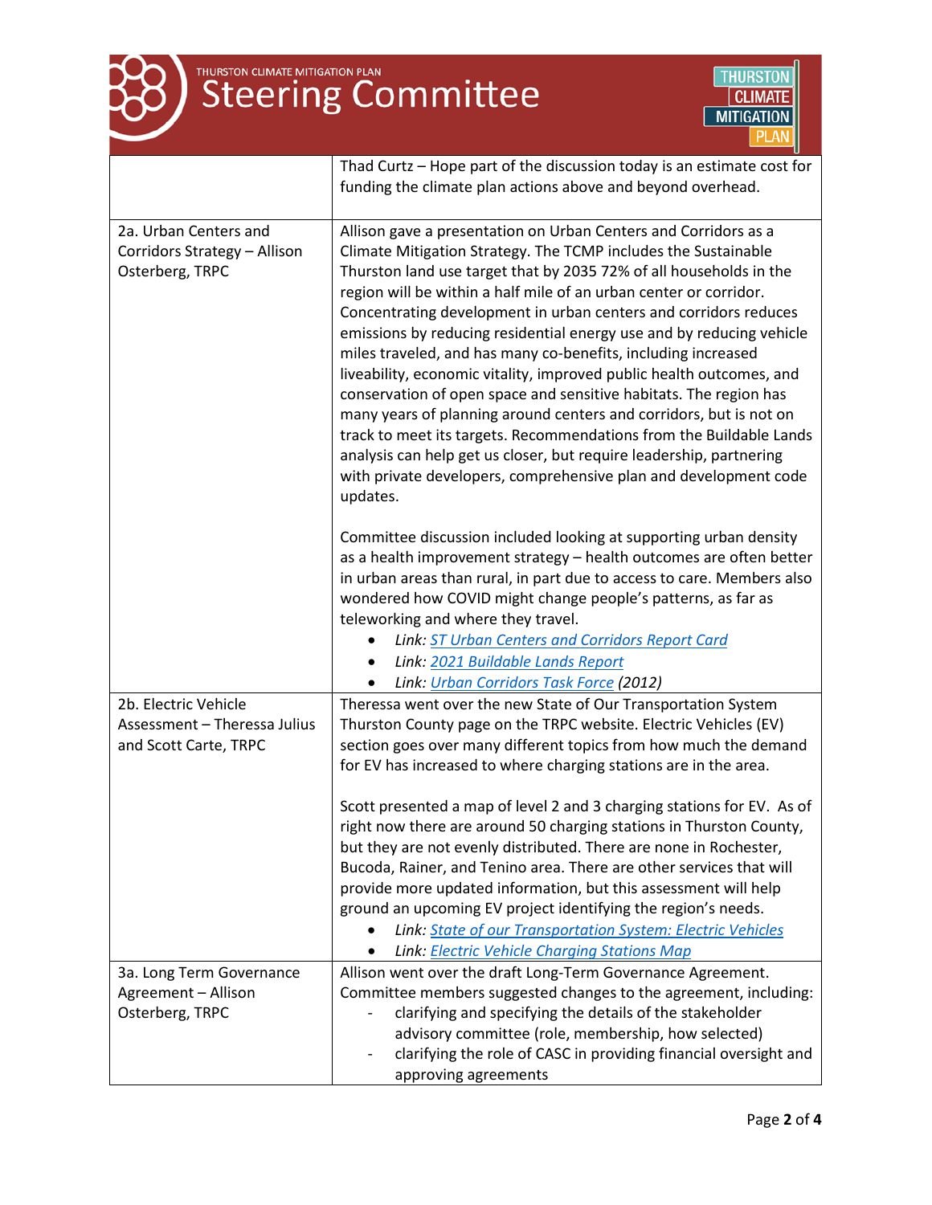| | |
|---|---|
| | Thad Curtz – Hope part of the discussion today is an estimate cost for funding the climate plan actions above and beyond overhead. |
| 2a. Urban Centers and Corridors Strategy – Allison Osterberg, TRPC | Allison gave a presentation on Urban Centers and Corridors as a Climate Mitigation Strategy. The TCMP includes the Sustainable Thurston land use target that by 2035 72% of all households in the region will be within a half mile of an urban center or corridor. Concentrating development in urban centers and corridors reduces emissions by reducing residential energy use and by reducing vehicle miles traveled, and has many co-benefits, including increased liveability, economic vitality, improved public health outcomes, and conservation of open space and sensitive habitats. The region has many years of planning around centers and corridors, but is not on track to meet its targets. Recommendations from the Buildable Lands analysis can help get us closer, but require leadership, partnering with private developers, comprehensive plan and development code updates.<br><br>Committee discussion included looking at supporting urban density as a health improvement strategy – health outcomes are often better in urban areas than rural, in part due to access to care. Members also wondered how COVID might change people's patterns, as far as teleworking and where they travel.<br>• *Link: ST Urban Centers and Corridors Report Card*<br>• *Link: 2021 Buildable Lands Report*<br>• *Link: Urban Corridors Task Force (2012)* |
| 2b. Electric Vehicle Assessment – Theressa Julius and Scott Carte, TRPC | Theressa went over the new State of Our Transportation System Thurston County page on the TRPC website. Electric Vehicles (EV) section goes over many different topics from how much the demand for EV has increased to where charging stations are in the area.<br><br>Scott presented a map of level 2 and 3 charging stations for EV. As of right now there are around 50 charging stations in Thurston County, but they are not evenly distributed. There are none in Rochester, Bucoda, Rainer, and Tenino area. There are other services that will provide more updated information, but this assessment will help ground an upcoming EV project identifying the region's needs.<br>• *Link: State of our Transportation System: Electric Vehicles*<br>• *Link: Electric Vehicle Charging Stations Map* |
| 3a. Long Term Governance Agreement – Allison Osterberg, TRPC | Allison went over the draft Long-Term Governance Agreement. Committee members suggested changes to the agreement, including:<br>- clarifying and specifying the details of the stakeholder advisory committee (role, membership, how selected)<br>- clarifying the role of CASC in providing financial oversight and approving agreements |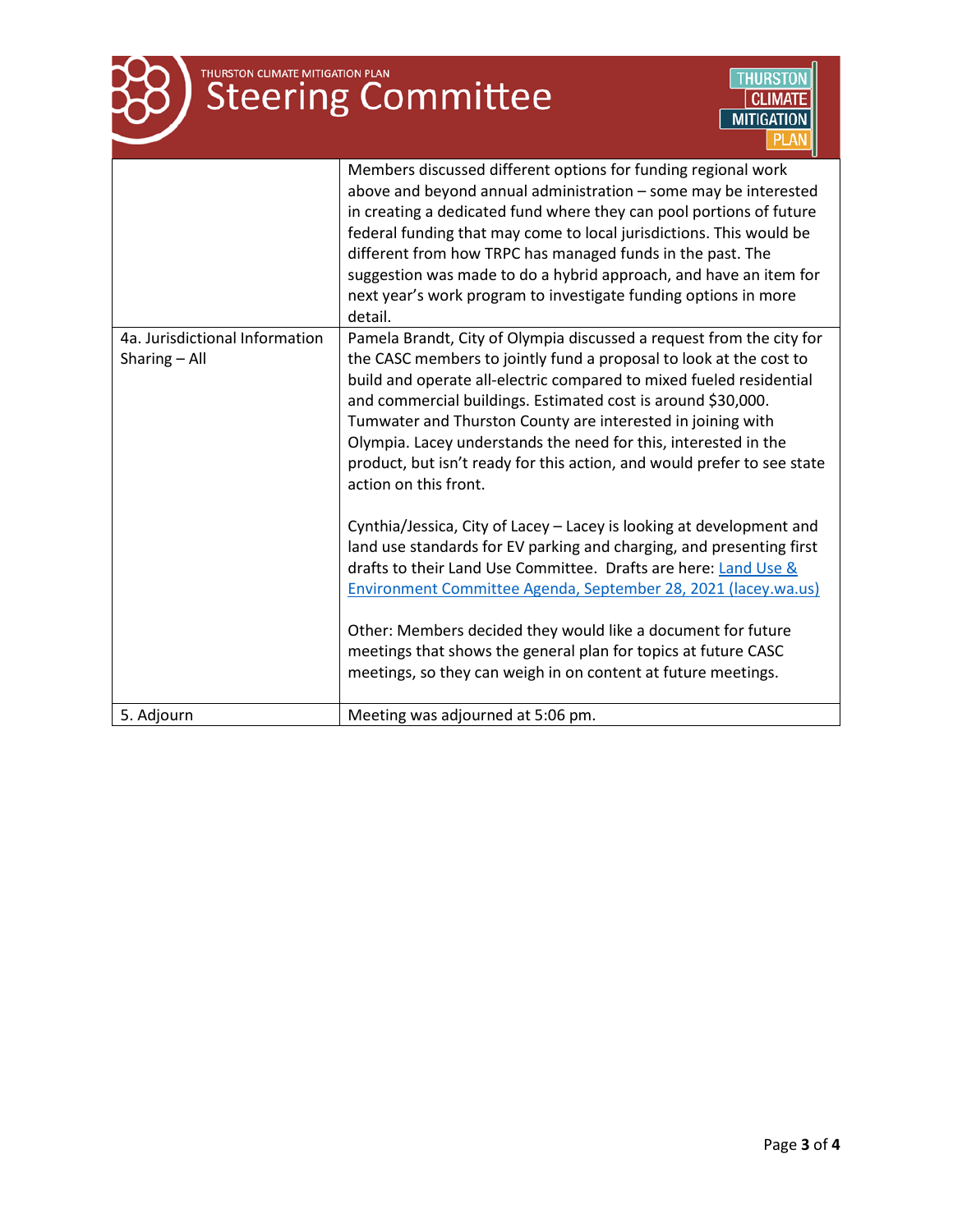| | |
|---|---|
| | Members discussed different options for funding regional work above and beyond annual administration – some may be interested in creating a dedicated fund where they can pool portions of future federal funding that may come to local jurisdictions. This would be different from how TRPC has managed funds in the past. The suggestion was made to do a hybrid approach, and have an item for next year's work program to investigate funding options in more detail. |
| 4a. Jurisdictional Information Sharing – All | Pamela Brandt, City of Olympia discussed a request from the city for the CASC members to jointly fund a proposal to look at the cost to build and operate all-electric compared to mixed fueled residential and commercial buildings. Estimated cost is around $30,000. Tumwater and Thurston County are interested in joining with Olympia. Lacey understands the need for this, interested in the product, but isn't ready for this action, and would prefer to see state action on this front.<br><br>Cynthia/Jessica, City of Lacey – Lacey is looking at development and land use standards for EV parking and charging, and presenting first drafts to their Land Use Committee. Drafts are here: [Land Use & Environment Committee Agenda, September 28, 2021 (lacey.wa.us)]<br><br>Other: Members decided they would like a document for future meetings that shows the general plan for topics at future CASC meetings, so they can weigh in on content at future meetings. |
| 5. Adjourn | Meeting was adjourned at 5:06 pm. |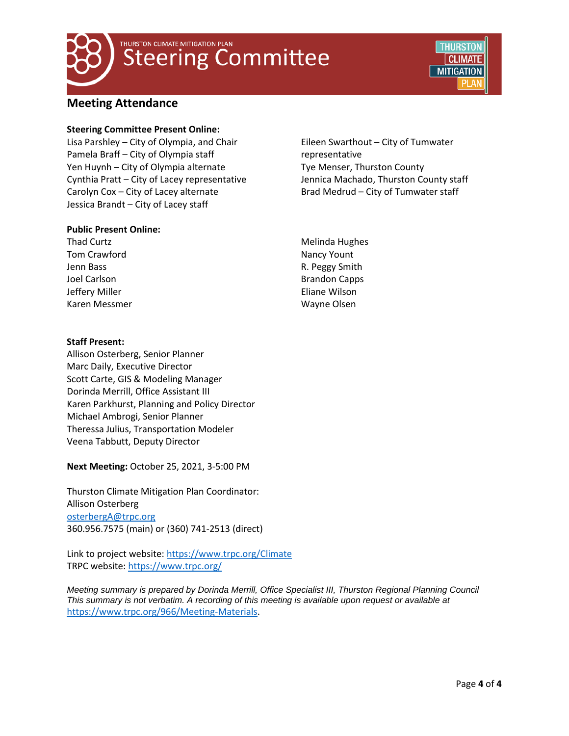## Meeting Attendance

**Steering Committee Present Online:**

Lisa Parshley – City of Olympia, and Chair
Pamela Braff – City of Olympia staff
Yen Huynh – City of Olympia alternate
Cynthia Pratt – City of Lacey representative
Carolyn Cox – City of Lacey alternate
Jessica Brandt – City of Lacey staff
Eileen Swarthout – City of Tumwater representative
Tye Menser, Thurston County
Jennica Machado, Thurston County staff
Brad Medrud – City of Tumwater staff

**Public Present Online:**

Thad Curtz
Tom Crawford
Jenn Bass
Joel Carlson
Jeffery Miller
Karen Messmer
Melinda Hughes
Nancy Yount
R. Peggy Smith
Brandon Capps
Eliane Wilson
Wayne Olsen

**Staff Present:**

Allison Osterberg, Senior Planner
Marc Daily, Executive Director
Scott Carte, GIS & Modeling Manager
Dorinda Merrill, Office Assistant III
Karen Parkhurst, Planning and Policy Director
Michael Ambrogi, Senior Planner
Theressa Julius, Transportation Modeler
Veena Tabbutt, Deputy Director

**Next Meeting:** October 25, 2021, 3-5:00 PM

Thurston Climate Mitigation Plan Coordinator:
Allison Osterberg
osterbergA@trpc.org
360.956.7575 (main) or (360) 741-2513 (direct)

Link to project website: https://www.trpc.org/Climate
TRPC website: https://www.trpc.org/

*Meeting summary is prepared by Dorinda Merrill, Office Specialist III, Thurston Regional Planning Council*
*This summary is not verbatim. A recording of this meeting is available upon request or available at* https://www.trpc.org/966/Meeting-Materials.